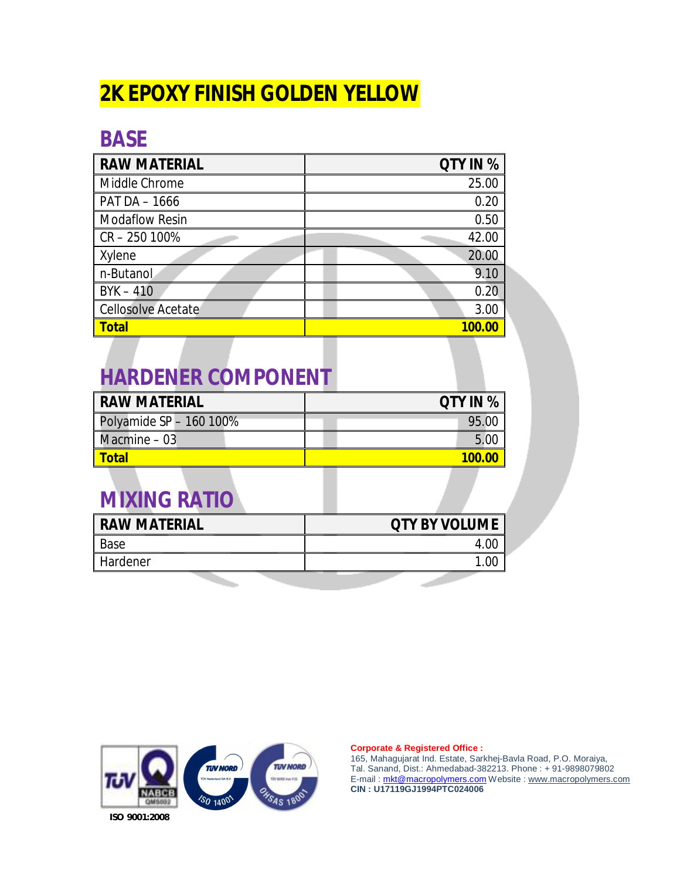# 2K EPOXY FINISH GOLDEN YELLOW

## BASE

| RAW MATERIAL | QTY IN % |
|---|---:|
| Middle Chrome | 25.00 |
| PAT DA – 1666 | 0.20 |
| Modaflow Resin | 0.50 |
| CR – 250 100% | 42.00 |
| Xylene | 20.00 |
| n-Butanol | 9.10 |
| BYK – 410 | 0.20 |
| Cellosolve Acetate | 3.00 |
| **Total** | **100.00** |

## HARDENER COMPONENT

| RAW MATERIAL | QTY IN % |
|---|---:|
| Polyamide SP – 160 100% | 95.00 |
| Macmine – 03 | 5.00 |
| **Total** | **100.00** |

## MIXING RATIO

| RAW MATERIAL | QTY BY VOLUME |
|---|---:|
| Base | 4.00 |
| Hardener | 1.00 |

ISO 9001:2008

**Corporate & Registered Office :**
165, Mahagujarat Ind. Estate, Sarkhej-Bavla Road, P.O. Moraiya,
Tal. Sanand, Dist.: Ahmedabad-382213. Phone : + 91-9898079802
E-mail : mkt@macropolymers.com Website : www.macropolymers.com
**CIN : U17119GJ1994PTC024006**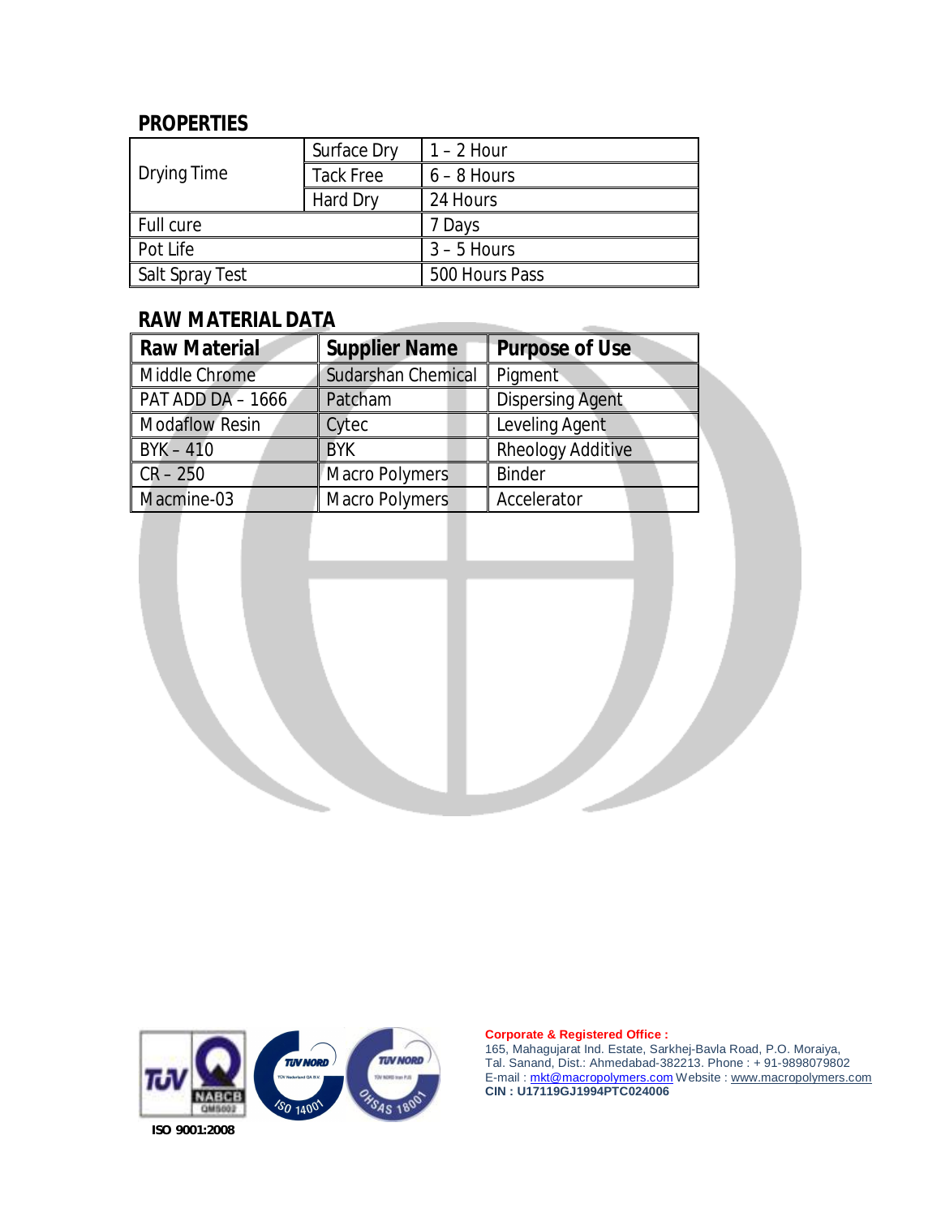## PROPERTIES

| | | |
|---|---|---|
| Drying Time | Surface Dry | 1 – 2 Hour |
| | Tack Free | 6 – 8 Hours |
| | Hard Dry | 24 Hours |
| Full cure | | 7 Days |
| Pot Life | | 3 – 5 Hours |
| Salt Spray Test | | 500 Hours Pass |

## RAW MATERIAL DATA

| Raw Material | Supplier Name | Purpose of Use |
|---|---|---|
| Middle Chrome | Sudarshan Chemical | Pigment |
| PAT ADD DA – 1666 | Patcham | Dispersing Agent |
| Modaflow Resin | Cytec | Leveling Agent |
| BYK – 410 | BYK | Rheology Additive |
| CR – 250 | Macro Polymers | Binder |
| Macmine-03 | Macro Polymers | Accelerator |

ISO 9001:2008

**Corporate & Registered Office :**
165, Mahagujarat Ind. Estate, Sarkhej-Bavla Road, P.O. Moraiya,
Tal. Sanand, Dist.: Ahmedabad-382213. Phone : + 91-9898079802
E-mail : mkt@macropolymers.com Website : www.macropolymers.com
**CIN : U17119GJ1994PTC024006**